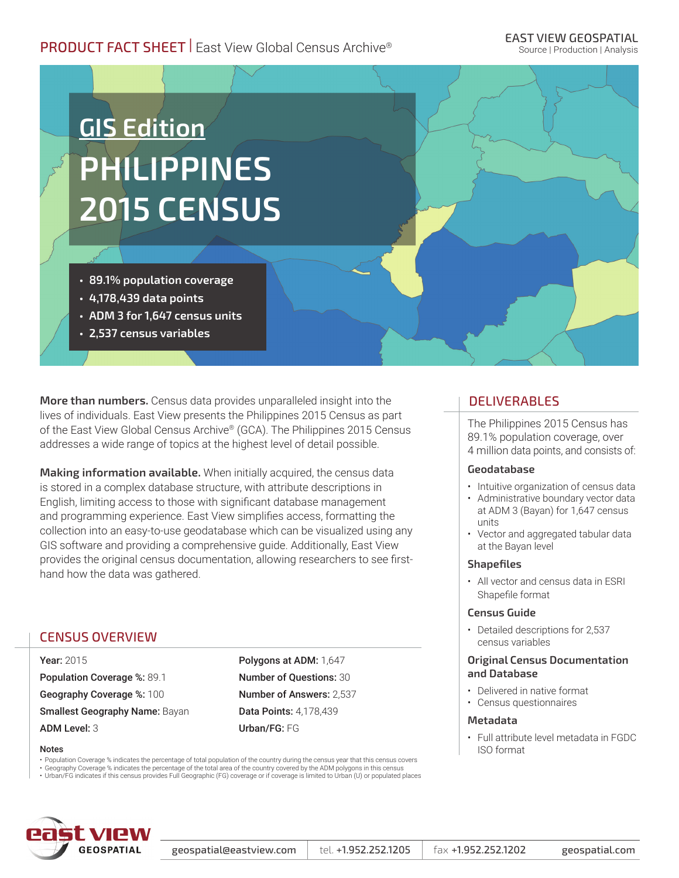PRODUCT FACT SHEET | East View Global Census Archive®

EAST VIEW GEOSPATIAL
Source | Production | Analysis

# GIS Edition

# PHILIPPINES 2015 CENSUS

- 89.1% population coverage
- 4,178,439 data points
- ADM 3 for 1,647 census units
- 2,537 census variables

**More than numbers.** Census data provides unparalleled insight into the lives of individuals. East View presents the Philippines 2015 Census as part of the East View Global Census Archive® (GCA). The Philippines 2015 Census addresses a wide range of topics at the highest level of detail possible.

**Making information available.** When initially acquired, the census data is stored in a complex database structure, with attribute descriptions in English, limiting access to those with significant database management and programming experience. East View simplifies access, formatting the collection into an easy-to-use geodatabase which can be visualized using any GIS software and providing a comprehensive guide. Additionally, East View provides the original census documentation, allowing researchers to see first-hand how the data was gathered.

## CENSUS OVERVIEW

**Year:** 2015
**Population Coverage %:** 89.1
**Geography Coverage %:** 100
**Smallest Geography Name:** Bayan
**ADM Level:** 3

**Polygons at ADM:** 1,647
**Number of Questions:** 30
**Number of Answers:** 2,537
**Data Points:** 4,178,439
**Urban/FG:** FG

**Notes**

- Population Coverage % indicates the percentage of total population of the country during the census year that this census covers
- Geography Coverage % indicates the percentage of the total area of the country covered by the ADM polygons in this census
- Urban/FG indicates if this census provides Full Geographic (FG) coverage or if coverage is limited to Urban (U) or populated places

## DELIVERABLES

The Philippines 2015 Census has 89.1% population coverage, over 4 million data points, and consists of:

### Geodatabase

- Intuitive organization of census data
- Administrative boundary vector data at ADM 3 (Bayan) for 1,647 census units
- Vector and aggregated tabular data at the Bayan level

### Shapefiles

- All vector and census data in ESRI Shapefile format

### Census Guide

- Detailed descriptions for 2,537 census variables

### Original Census Documentation and Database

- Delivered in native format
- Census questionnaires

### Metadata

- Full attribute level metadata in FGDC ISO format

east view GEOSPATIAL

geospatial@eastview.com | tel. +1.952.252.1205 | fax +1.952.252.1202 | geospatial.com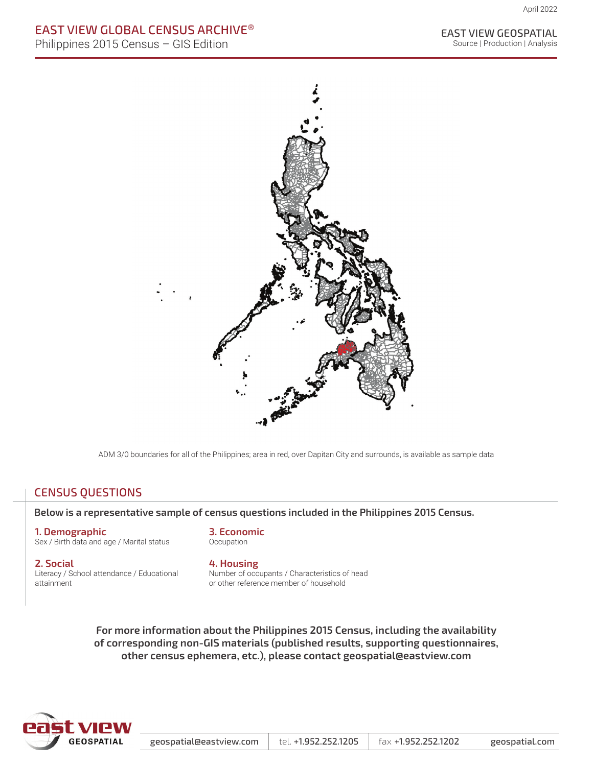April 2022

# EAST VIEW GLOBAL CENSUS ARCHIVE®
Philippines 2015 Census – GIS Edition

EAST VIEW GEOSPATIAL
Source | Production | Analysis

ADM 3/0 boundaries for all of the Philippines; area in red, over Dapitan City and surrounds, is available as sample data

## CENSUS QUESTIONS

**Below is a representative sample of census questions included in the Philippines 2015 Census.**

### 1. Demographic
Sex / Birth data and age / Marital status

### 2. Social
Literacy / School attendance / Educational attainment

### 3. Economic
Occupation

### 4. Housing
Number of occupants / Characteristics of head or other reference member of household

**For more information about the Philippines 2015 Census, including the availability of corresponding non-GIS materials (published results, supporting questionnaires, other census ephemera, etc.), please contact geospatial@eastview.com**

east view GEOSPATIAL

geospatial@eastview.com | tel. +1.952.252.1205 | fax +1.952.252.1202 | geospatial.com